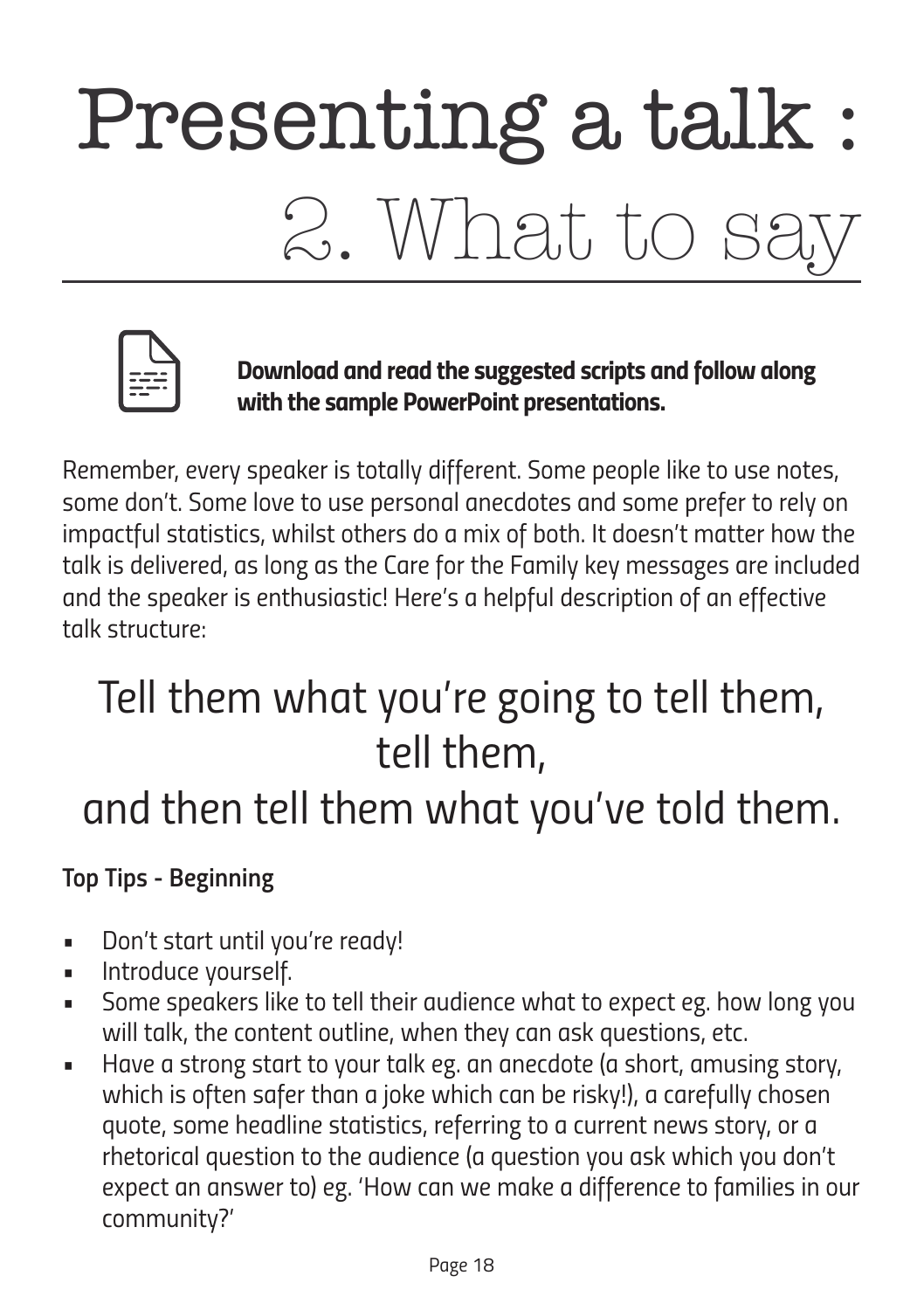# Presenting a talk : 2. What to say

**Download and read the suggested scripts and follow along with the sample PowerPoint presentations.**

Remember, every speaker is totally different. Some people like to use notes, some don't. Some love to use personal anecdotes and some prefer to rely on impactful statistics, whilst others do a mix of both. It doesn't matter how the talk is delivered, as long as the Care for the Family key messages are included and the speaker is enthusiastic! Here's a helpful description of an effective talk structure:

## Tell them what you're going to tell them, tell them, and then tell them what you've told them.

**Top Tips - Beginning**

- Don't start until you're ready!
- Introduce yourself.
- Some speakers like to tell their audience what to expect eg. how long you will talk, the content outline, when they can ask questions, etc.
- Have a strong start to your talk eg. an anecdote (a short, amusing story, which is often safer than a joke which can be risky!), a carefully chosen quote, some headline statistics, referring to a current news story, or a rhetorical question to the audience (a question you ask which you don't expect an answer to) eg. 'How can we make a difference to families in our community?'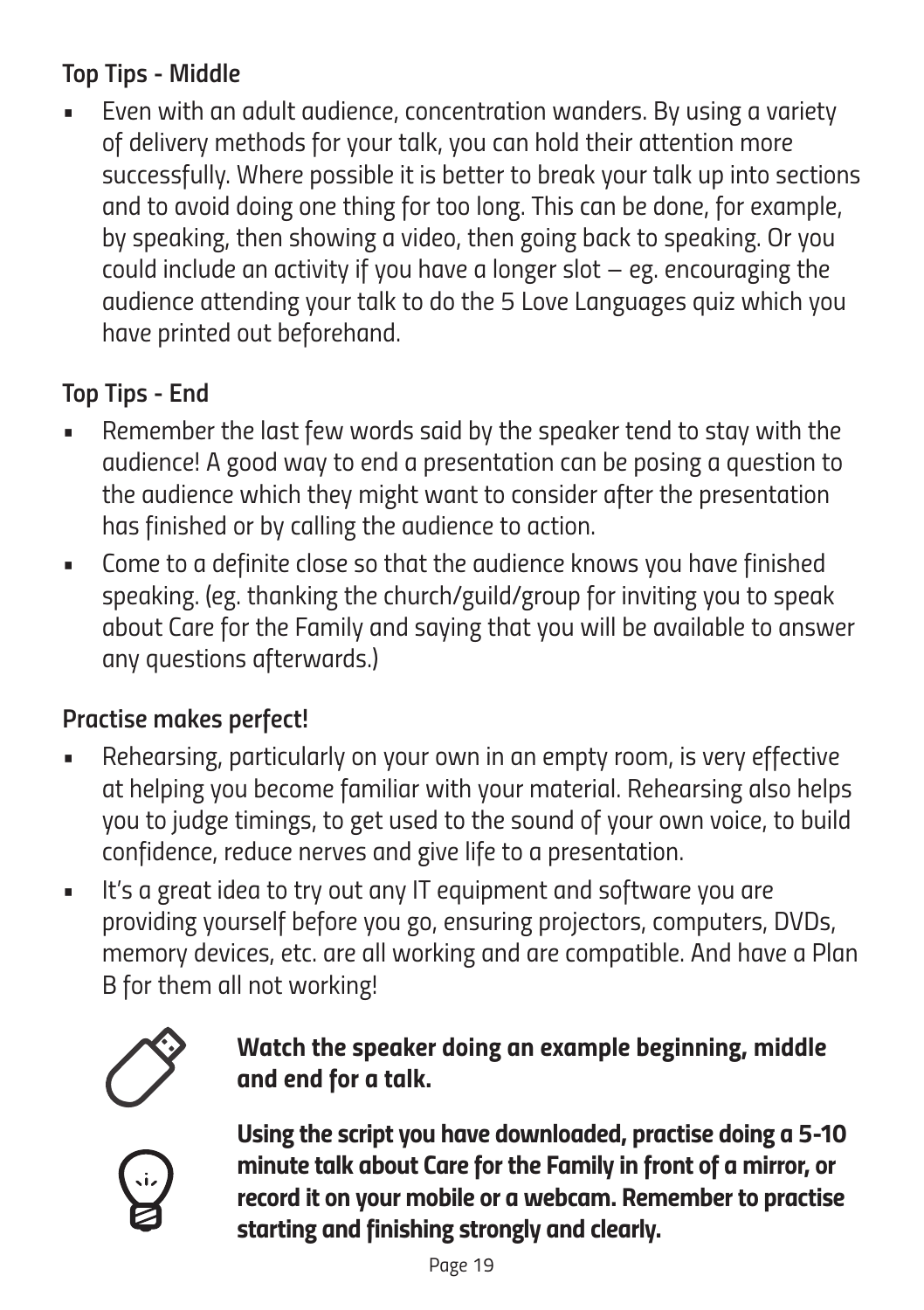**Top Tips - Middle**

- Even with an adult audience, concentration wanders. By using a variety of delivery methods for your talk, you can hold their attention more successfully. Where possible it is better to break your talk up into sections and to avoid doing one thing for too long. This can be done, for example, by speaking, then showing a video, then going back to speaking. Or you could include an activity if you have a longer slot – eg. encouraging the audience attending your talk to do the 5 Love Languages quiz which you have printed out beforehand.

**Top Tips - End**

- Remember the last few words said by the speaker tend to stay with the audience! A good way to end a presentation can be posing a question to the audience which they might want to consider after the presentation has finished or by calling the audience to action.
- Come to a definite close so that the audience knows you have finished speaking. (eg. thanking the church/guild/group for inviting you to speak about Care for the Family and saying that you will be available to answer any questions afterwards.)

**Practise makes perfect!**

- Rehearsing, particularly on your own in an empty room, is very effective at helping you become familiar with your material. Rehearsing also helps you to judge timings, to get used to the sound of your own voice, to build confidence, reduce nerves and give life to a presentation.
- It's a great idea to try out any IT equipment and software you are providing yourself before you go, ensuring projectors, computers, DVDs, memory devices, etc. are all working and are compatible. And have a Plan B for them all not working!

**Watch the speaker doing an example beginning, middle and end for a talk.**

**Using the script you have downloaded, practise doing a 5-10 minute talk about Care for the Family in front of a mirror, or record it on your mobile or a webcam. Remember to practise starting and finishing strongly and clearly.**